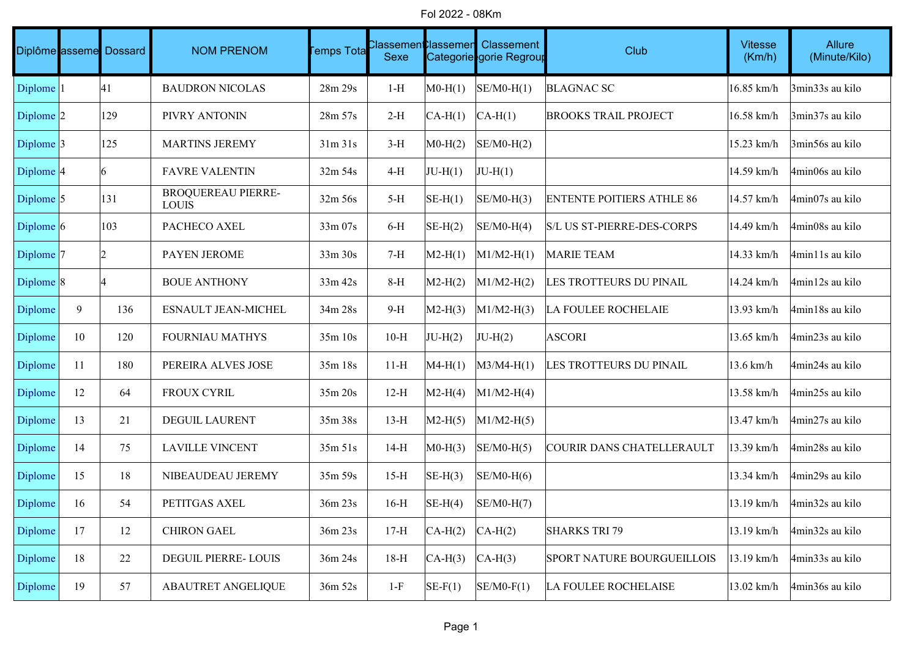# Fol 2022 - 08Km

| Diplôme | Classement | Dossard | NOM PRENOM | Temps Total | Classement Sexe | Classement Categorie | Classement Categorie Regroupée | Club | Vitesse (Km/h) | Allure (Minute/Kilo) |
|---|---|---|---|---|---|---|---|---|---|---|
| Diplome | 1 | 41 | BAUDRON NICOLAS | 28m 29s | 1-H | M0-H(1) | SE/M0-H(1) | BLAGNAC SC | 16.85 km/h | 3min33s au kilo |
| Diplome | 2 | 129 | PIVRY ANTONIN | 28m 57s | 2-H | CA-H(1) | CA-H(1) | BROOKS TRAIL PROJECT | 16.58 km/h | 3min37s au kilo |
| Diplome | 3 | 125 | MARTINS JEREMY | 31m 31s | 3-H | M0-H(2) | SE/M0-H(2) | | 15.23 km/h | 3min56s au kilo |
| Diplome | 4 | 6 | FAVRE VALENTIN | 32m 54s | 4-H | JU-H(1) | JU-H(1) | | 14.59 km/h | 4min06s au kilo |
| Diplome | 5 | 131 | BROQUEREAU PIERRE-LOUIS | 32m 56s | 5-H | SE-H(1) | SE/M0-H(3) | ENTENTE POITIERS ATHLE 86 | 14.57 km/h | 4min07s au kilo |
| Diplome | 6 | 103 | PACHECO AXEL | 33m 07s | 6-H | SE-H(2) | SE/M0-H(4) | S/L US ST-PIERRE-DES-CORPS | 14.49 km/h | 4min08s au kilo |
| Diplome | 7 | 2 | PAYEN JEROME | 33m 30s | 7-H | M2-H(1) | M1/M2-H(1) | MARIE TEAM | 14.33 km/h | 4min11s au kilo |
| Diplome | 8 | 4 | BOUE ANTHONY | 33m 42s | 8-H | M2-H(2) | M1/M2-H(2) | LES TROTTEURS DU PINAIL | 14.24 km/h | 4min12s au kilo |
| Diplome | 9 | 136 | ESNAULT JEAN-MICHEL | 34m 28s | 9-H | M2-H(3) | M1/M2-H(3) | LA FOULEE ROCHELAIE | 13.93 km/h | 4min18s au kilo |
| Diplome | 10 | 120 | FOURNIAU MATHYS | 35m 10s | 10-H | JU-H(2) | JU-H(2) | ASCORI | 13.65 km/h | 4min23s au kilo |
| Diplome | 11 | 180 | PEREIRA ALVES JOSE | 35m 18s | 11-H | M4-H(1) | M3/M4-H(1) | LES TROTTEURS DU PINAIL | 13.6 km/h | 4min24s au kilo |
| Diplome | 12 | 64 | FROUX CYRIL | 35m 20s | 12-H | M2-H(4) | M1/M2-H(4) | | 13.58 km/h | 4min25s au kilo |
| Diplome | 13 | 21 | DEGUIL LAURENT | 35m 38s | 13-H | M2-H(5) | M1/M2-H(5) | | 13.47 km/h | 4min27s au kilo |
| Diplome | 14 | 75 | LAVILLE VINCENT | 35m 51s | 14-H | M0-H(3) | SE/M0-H(5) | COURIR DANS CHATELLERAULT | 13.39 km/h | 4min28s au kilo |
| Diplome | 15 | 18 | NIBEAUDEAU JEREMY | 35m 59s | 15-H | SE-H(3) | SE/M0-H(6) | | 13.34 km/h | 4min29s au kilo |
| Diplome | 16 | 54 | PETITGAS AXEL | 36m 23s | 16-H | SE-H(4) | SE/M0-H(7) | | 13.19 km/h | 4min32s au kilo |
| Diplome | 17 | 12 | CHIRON GAEL | 36m 23s | 17-H | CA-H(2) | CA-H(2) | SHARKS TRI 79 | 13.19 km/h | 4min32s au kilo |
| Diplome | 18 | 22 | DEGUIL PIERRE- LOUIS | 36m 24s | 18-H | CA-H(3) | CA-H(3) | SPORT NATURE BOURGUEILLOIS | 13.19 km/h | 4min33s au kilo |
| Diplome | 19 | 57 | ABAUTRET ANGELIQUE | 36m 52s | 1-F | SE-F(1) | SE/M0-F(1) | LA FOULEE ROCHELAISE | 13.02 km/h | 4min36s au kilo |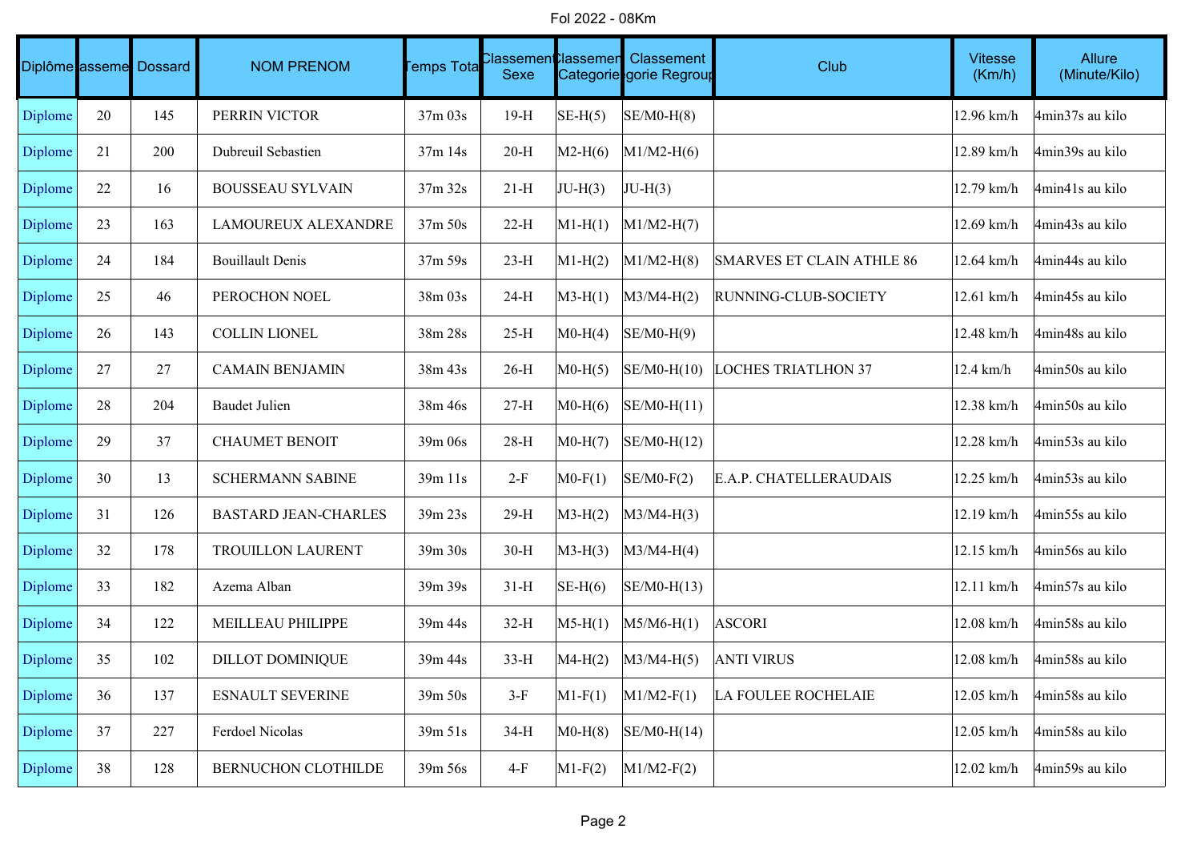Fol 2022 - 08Km

| Diplôme | Classement | Dossard | NOM PRENOM | Temps Total | Classement Sexe | Classement Categorie | Classement Categorie Regroupée | Club | Vitesse (Km/h) | Allure (Minute/Kilo) |
|---|---|---|---|---|---|---|---|---|---|---|
| Diplome | 20 | 145 | PERRIN VICTOR | 37m 03s | 19-H | SE-H(5) | SE/M0-H(8) | | 12.96 km/h | 4min37s au kilo |
| Diplome | 21 | 200 | Dubreuil Sebastien | 37m 14s | 20-H | M2-H(6) | M1/M2-H(6) | | 12.89 km/h | 4min39s au kilo |
| Diplome | 22 | 16 | BOUSSEAU SYLVAIN | 37m 32s | 21-H | JU-H(3) | JU-H(3) | | 12.79 km/h | 4min41s au kilo |
| Diplome | 23 | 163 | LAMOUREUX ALEXANDRE | 37m 50s | 22-H | M1-H(1) | M1/M2-H(7) | | 12.69 km/h | 4min43s au kilo |
| Diplome | 24 | 184 | Bouillault Denis | 37m 59s | 23-H | M1-H(2) | M1/M2-H(8) | SMARVES ET CLAIN ATHLE 86 | 12.64 km/h | 4min44s au kilo |
| Diplome | 25 | 46 | PEROCHON NOEL | 38m 03s | 24-H | M3-H(1) | M3/M4-H(2) | RUNNING-CLUB-SOCIETY | 12.61 km/h | 4min45s au kilo |
| Diplome | 26 | 143 | COLLIN LIONEL | 38m 28s | 25-H | M0-H(4) | SE/M0-H(9) | | 12.48 km/h | 4min48s au kilo |
| Diplome | 27 | 27 | CAMAIN BENJAMIN | 38m 43s | 26-H | M0-H(5) | SE/M0-H(10) | LOCHES TRIATLHON 37 | 12.4 km/h | 4min50s au kilo |
| Diplome | 28 | 204 | Baudet Julien | 38m 46s | 27-H | M0-H(6) | SE/M0-H(11) | | 12.38 km/h | 4min50s au kilo |
| Diplome | 29 | 37 | CHAUMET BENOIT | 39m 06s | 28-H | M0-H(7) | SE/M0-H(12) | | 12.28 km/h | 4min53s au kilo |
| Diplome | 30 | 13 | SCHERMANN SABINE | 39m 11s | 2-F | M0-F(1) | SE/M0-F(2) | E.A.P. CHATELLERAUDAIS | 12.25 km/h | 4min53s au kilo |
| Diplome | 31 | 126 | BASTARD JEAN-CHARLES | 39m 23s | 29-H | M3-H(2) | M3/M4-H(3) | | 12.19 km/h | 4min55s au kilo |
| Diplome | 32 | 178 | TROUILLON LAURENT | 39m 30s | 30-H | M3-H(3) | M3/M4-H(4) | | 12.15 km/h | 4min56s au kilo |
| Diplome | 33 | 182 | Azema Alban | 39m 39s | 31-H | SE-H(6) | SE/M0-H(13) | | 12.11 km/h | 4min57s au kilo |
| Diplome | 34 | 122 | MEILLEAU PHILIPPE | 39m 44s | 32-H | M5-H(1) | M5/M6-H(1) | ASCORI | 12.08 km/h | 4min58s au kilo |
| Diplome | 35 | 102 | DILLOT DOMINIQUE | 39m 44s | 33-H | M4-H(2) | M3/M4-H(5) | ANTI VIRUS | 12.08 km/h | 4min58s au kilo |
| Diplome | 36 | 137 | ESNAULT SEVERINE | 39m 50s | 3-F | M1-F(1) | M1/M2-F(1) | LA FOULEE ROCHELAIE | 12.05 km/h | 4min58s au kilo |
| Diplome | 37 | 227 | Ferdoel Nicolas | 39m 51s | 34-H | M0-H(8) | SE/M0-H(14) | | 12.05 km/h | 4min58s au kilo |
| Diplome | 38 | 128 | BERNUCHON CLOTHILDE | 39m 56s | 4-F | M1-F(2) | M1/M2-F(2) | | 12.02 km/h | 4min59s au kilo |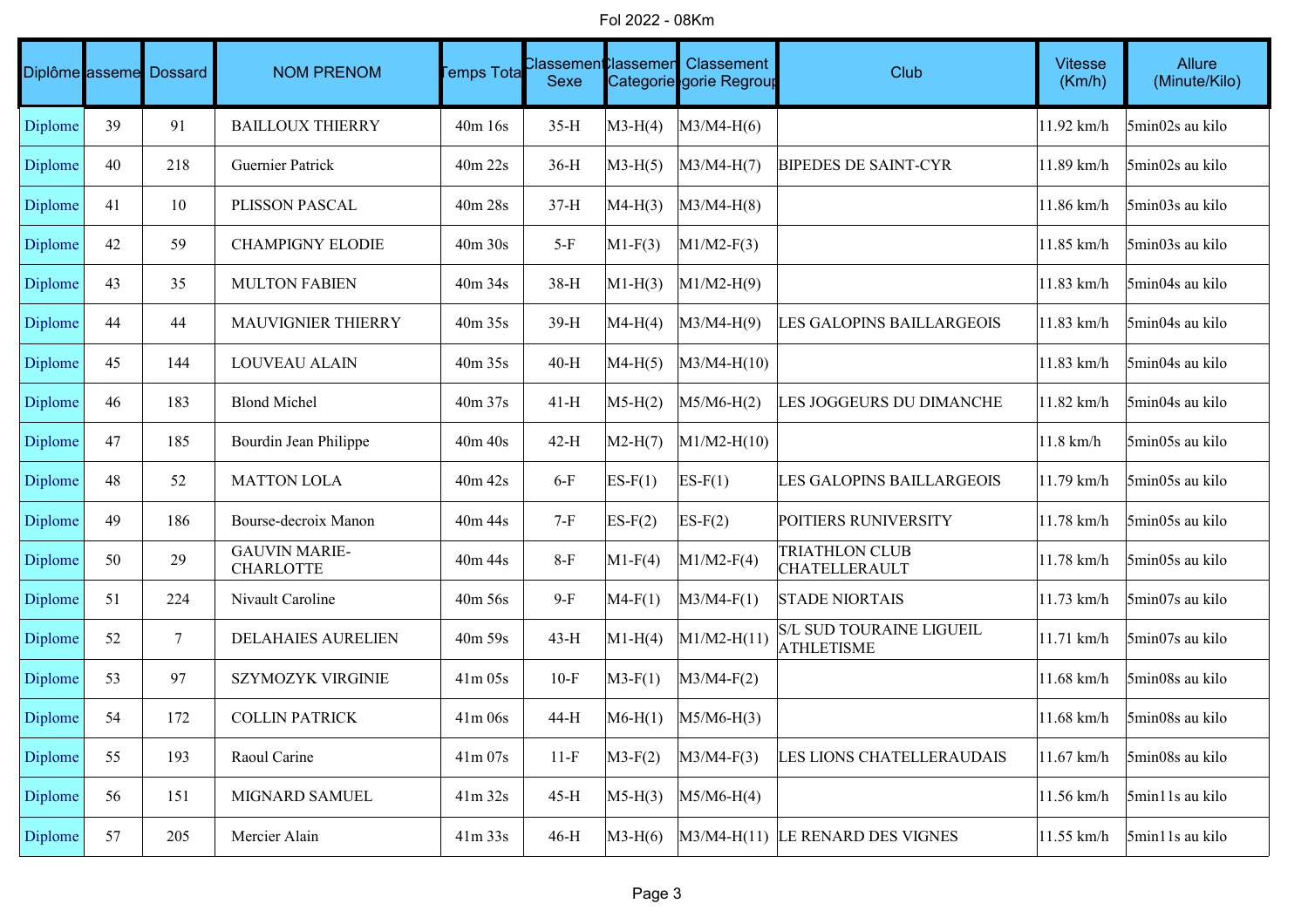Fol 2022 - 08Km

| Diplôme | Classement | Dossard | NOM PRENOM | Temps Total | Classement Sexe | Classement Categorie | Classement Categorie Regroupée | Club | Vitesse (Km/h) | Allure (Minute/Kilo) |
|---|---|---|---|---|---|---|---|---|---|---|
| Diplome | 39 | 91 | BAILLOUX THIERRY | 40m 16s | 35-H | M3-H(4) | M3/M4-H(6) | | 11.92 km/h | 5min02s au kilo |
| Diplome | 40 | 218 | Guernier Patrick | 40m 22s | 36-H | M3-H(5) | M3/M4-H(7) | BIPEDES DE SAINT-CYR | 11.89 km/h | 5min02s au kilo |
| Diplome | 41 | 10 | PLISSON PASCAL | 40m 28s | 37-H | M4-H(3) | M3/M4-H(8) | | 11.86 km/h | 5min03s au kilo |
| Diplome | 42 | 59 | CHAMPIGNY ELODIE | 40m 30s | 5-F | M1-F(3) | M1/M2-F(3) | | 11.85 km/h | 5min03s au kilo |
| Diplome | 43 | 35 | MULTON FABIEN | 40m 34s | 38-H | M1-H(3) | M1/M2-H(9) | | 11.83 km/h | 5min04s au kilo |
| Diplome | 44 | 44 | MAUVIGNIER THIERRY | 40m 35s | 39-H | M4-H(4) | M3/M4-H(9) | LES GALOPINS BAILLARGEOIS | 11.83 km/h | 5min04s au kilo |
| Diplome | 45 | 144 | LOUVEAU ALAIN | 40m 35s | 40-H | M4-H(5) | M3/M4-H(10) | | 11.83 km/h | 5min04s au kilo |
| Diplome | 46 | 183 | Blond Michel | 40m 37s | 41-H | M5-H(2) | M5/M6-H(2) | LES JOGGEURS DU DIMANCHE | 11.82 km/h | 5min04s au kilo |
| Diplome | 47 | 185 | Bourdin Jean Philippe | 40m 40s | 42-H | M2-H(7) | M1/M2-H(10) | | 11.8 km/h | 5min05s au kilo |
| Diplome | 48 | 52 | MATTON LOLA | 40m 42s | 6-F | ES-F(1) | ES-F(1) | LES GALOPINS BAILLARGEOIS | 11.79 km/h | 5min05s au kilo |
| Diplome | 49 | 186 | Bourse-decroix Manon | 40m 44s | 7-F | ES-F(2) | ES-F(2) | POITIERS RUNIVERSITY | 11.78 km/h | 5min05s au kilo |
| Diplome | 50 | 29 | GAUVIN MARIE-CHARLOTTE | 40m 44s | 8-F | M1-F(4) | M1/M2-F(4) | TRIATHLON CLUB CHATELLERAULT | 11.78 km/h | 5min05s au kilo |
| Diplome | 51 | 224 | Nivault Caroline | 40m 56s | 9-F | M4-F(1) | M3/M4-F(1) | STADE NIORTAIS | 11.73 km/h | 5min07s au kilo |
| Diplome | 52 | 7 | DELAHAIES AURELIEN | 40m 59s | 43-H | M1-H(4) | M1/M2-H(11) | S/L SUD TOURAINE LIGUEIL ATHLETISME | 11.71 km/h | 5min07s au kilo |
| Diplome | 53 | 97 | SZYMOZYK VIRGINIE | 41m 05s | 10-F | M3-F(1) | M3/M4-F(2) | | 11.68 km/h | 5min08s au kilo |
| Diplome | 54 | 172 | COLLIN PATRICK | 41m 06s | 44-H | M6-H(1) | M5/M6-H(3) | | 11.68 km/h | 5min08s au kilo |
| Diplome | 55 | 193 | Raoul Carine | 41m 07s | 11-F | M3-F(2) | M3/M4-F(3) | LES LIONS CHATELLERAUDAIS | 11.67 km/h | 5min08s au kilo |
| Diplome | 56 | 151 | MIGNARD SAMUEL | 41m 32s | 45-H | M5-H(3) | M5/M6-H(4) | | 11.56 km/h | 5min11s au kilo |
| Diplome | 57 | 205 | Mercier Alain | 41m 33s | 46-H | M3-H(6) | M3/M4-H(11) | LE RENARD DES VIGNES | 11.55 km/h | 5min11s au kilo |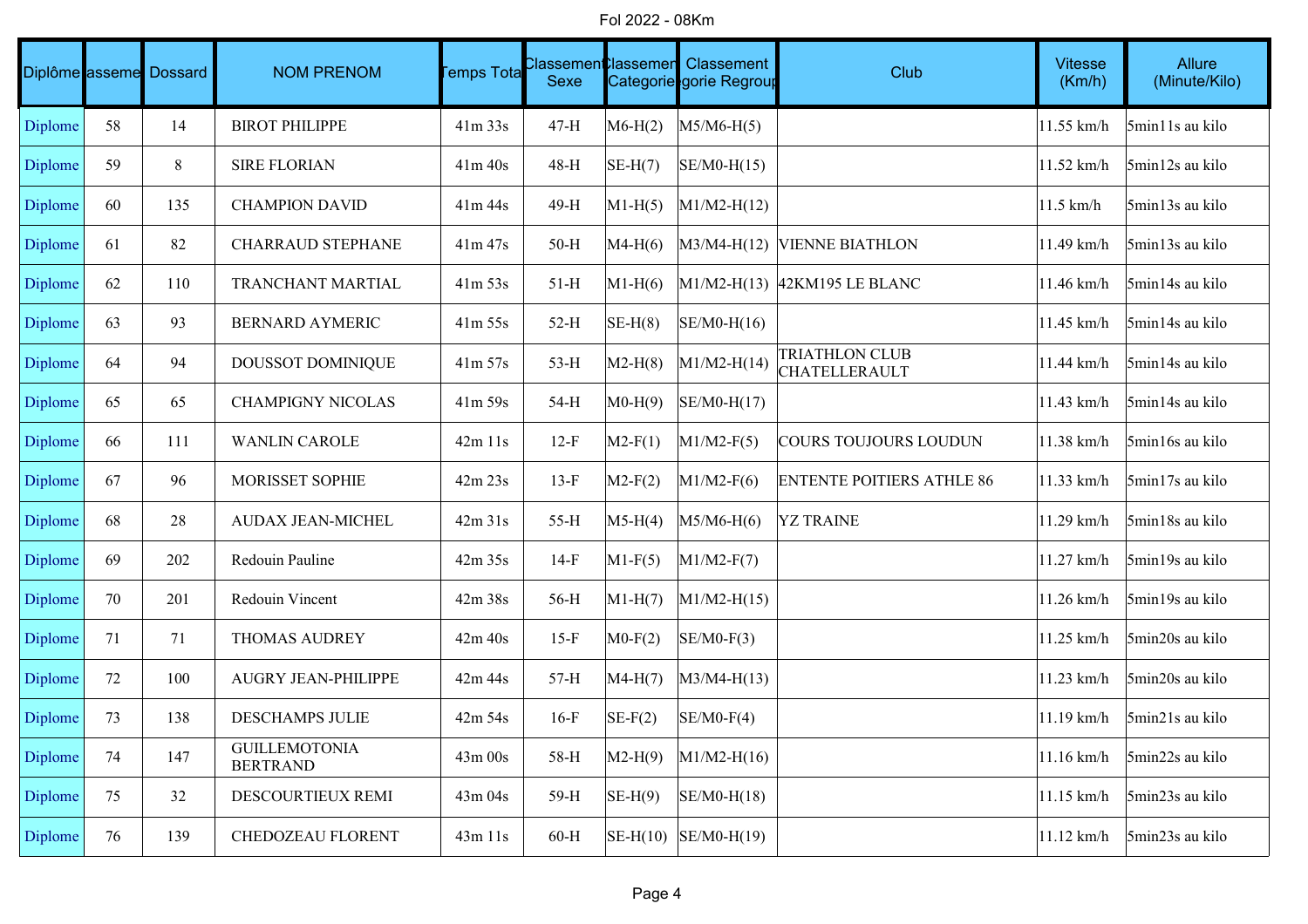Fol 2022 - 08Km

| Diplôme | Classement | Dossard | NOM PRENOM | Temps Total | Classement Sexe | Classement Categorie | Classement Categorie Regroupée | Club | Vitesse (Km/h) | Allure (Minute/Kilo) |
|---|---|---|---|---|---|---|---|---|---|---|
| Diplome | 58 | 14 | BIROT PHILIPPE | 41m 33s | 47-H | M6-H(2) | M5/M6-H(5) | | 11.55 km/h | 5min11s au kilo |
| Diplome | 59 | 8 | SIRE FLORIAN | 41m 40s | 48-H | SE-H(7) | SE/M0-H(15) | | 11.52 km/h | 5min12s au kilo |
| Diplome | 60 | 135 | CHAMPION DAVID | 41m 44s | 49-H | M1-H(5) | M1/M2-H(12) | | 11.5 km/h | 5min13s au kilo |
| Diplome | 61 | 82 | CHARRAUD STEPHANE | 41m 47s | 50-H | M4-H(6) | M3/M4-H(12) | VIENNE BIATHLON | 11.49 km/h | 5min13s au kilo |
| Diplome | 62 | 110 | TRANCHANT MARTIAL | 41m 53s | 51-H | M1-H(6) | M1/M2-H(13) | 42KM195 LE BLANC | 11.46 km/h | 5min14s au kilo |
| Diplome | 63 | 93 | BERNARD AYMERIC | 41m 55s | 52-H | SE-H(8) | SE/M0-H(16) | | 11.45 km/h | 5min14s au kilo |
| Diplome | 64 | 94 | DOUSSOT DOMINIQUE | 41m 57s | 53-H | M2-H(8) | M1/M2-H(14) | TRIATHLON CLUB CHATELLERAULT | 11.44 km/h | 5min14s au kilo |
| Diplome | 65 | 65 | CHAMPIGNY NICOLAS | 41m 59s | 54-H | M0-H(9) | SE/M0-H(17) | | 11.43 km/h | 5min14s au kilo |
| Diplome | 66 | 111 | WANLIN CAROLE | 42m 11s | 12-F | M2-F(1) | M1/M2-F(5) | COURS TOUJOURS LOUDUN | 11.38 km/h | 5min16s au kilo |
| Diplome | 67 | 96 | MORISSET SOPHIE | 42m 23s | 13-F | M2-F(2) | M1/M2-F(6) | ENTENTE POITIERS ATHLE 86 | 11.33 km/h | 5min17s au kilo |
| Diplome | 68 | 28 | AUDAX JEAN-MICHEL | 42m 31s | 55-H | M5-H(4) | M5/M6-H(6) | YZ TRAINE | 11.29 km/h | 5min18s au kilo |
| Diplome | 69 | 202 | Redouin Pauline | 42m 35s | 14-F | M1-F(5) | M1/M2-F(7) | | 11.27 km/h | 5min19s au kilo |
| Diplome | 70 | 201 | Redouin Vincent | 42m 38s | 56-H | M1-H(7) | M1/M2-H(15) | | 11.26 km/h | 5min19s au kilo |
| Diplome | 71 | 71 | THOMAS AUDREY | 42m 40s | 15-F | M0-F(2) | SE/M0-F(3) | | 11.25 km/h | 5min20s au kilo |
| Diplome | 72 | 100 | AUGRY JEAN-PHILIPPE | 42m 44s | 57-H | M4-H(7) | M3/M4-H(13) | | 11.23 km/h | 5min20s au kilo |
| Diplome | 73 | 138 | DESCHAMPS JULIE | 42m 54s | 16-F | SE-F(2) | SE/M0-F(4) | | 11.19 km/h | 5min21s au kilo |
| Diplome | 74 | 147 | GUILLEMOTONIA BERTRAND | 43m 00s | 58-H | M2-H(9) | M1/M2-H(16) | | 11.16 km/h | 5min22s au kilo |
| Diplome | 75 | 32 | DESCOURTIEUX REMI | 43m 04s | 59-H | SE-H(9) | SE/M0-H(18) | | 11.15 km/h | 5min23s au kilo |
| Diplome | 76 | 139 | CHEDOZEAU FLORENT | 43m 11s | 60-H | SE-H(10) | SE/M0-H(19) | | 11.12 km/h | 5min23s au kilo |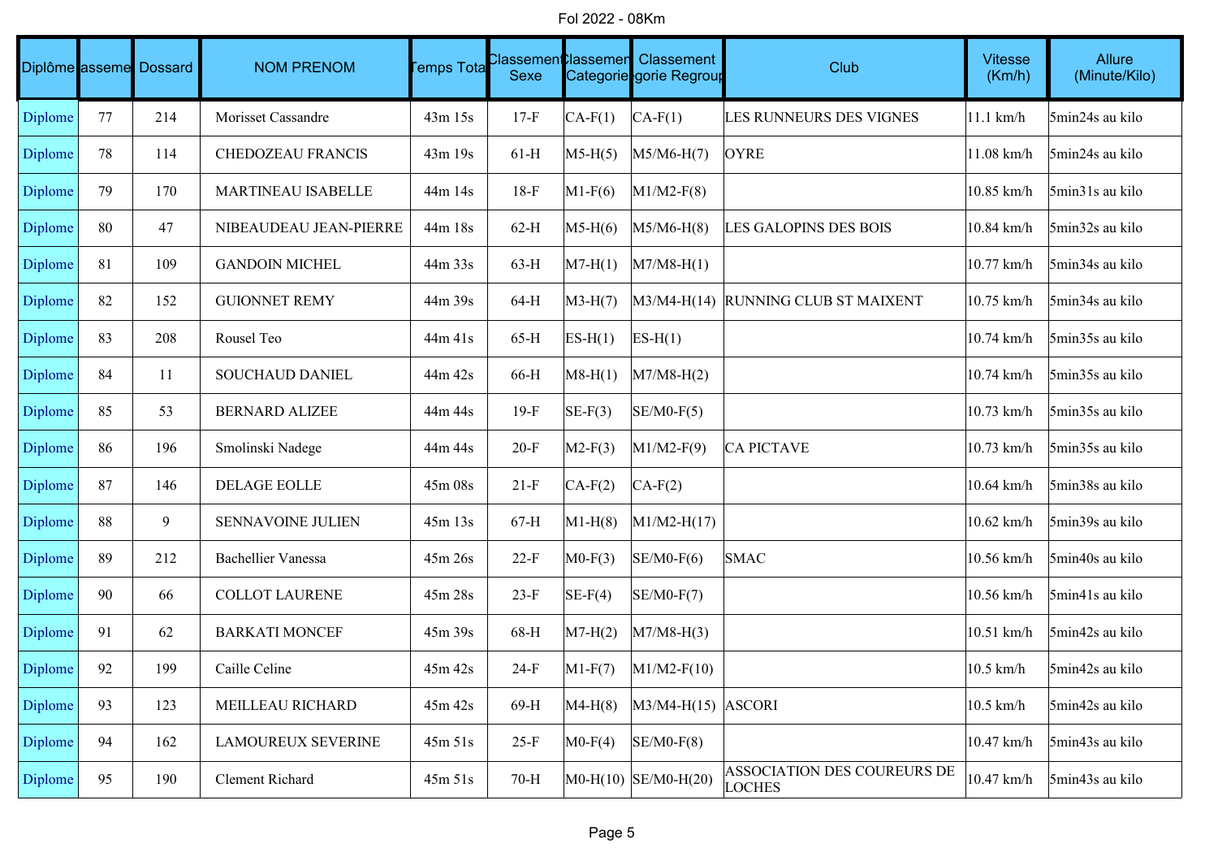Fol 2022 - 08Km

| Diplôme | Classement | Dossard | NOM PRENOM | Temps Total | Classement Sexe | Classement Categorie | Classement Categorie Regroupe | Club | Vitesse (Km/h) | Allure (Minute/Kilo) |
|---|---|---|---|---|---|---|---|---|---|---|
| Diplome | 77 | 214 | Morisset Cassandre | 43m 15s | 17-F | CA-F(1) | CA-F(1) | LES RUNNEURS DES VIGNES | 11.1 km/h | 5min24s au kilo |
| Diplome | 78 | 114 | CHEDOZEAU FRANCIS | 43m 19s | 61-H | M5-H(5) | M5/M6-H(7) | OYRE | 11.08 km/h | 5min24s au kilo |
| Diplome | 79 | 170 | MARTINEAU ISABELLE | 44m 14s | 18-F | M1-F(6) | M1/M2-F(8) | | 10.85 km/h | 5min31s au kilo |
| Diplome | 80 | 47 | NIBEAUDEAU JEAN-PIERRE | 44m 18s | 62-H | M5-H(6) | M5/M6-H(8) | LES GALOPINS DES BOIS | 10.84 km/h | 5min32s au kilo |
| Diplome | 81 | 109 | GANDOIN MICHEL | 44m 33s | 63-H | M7-H(1) | M7/M8-H(1) | | 10.77 km/h | 5min34s au kilo |
| Diplome | 82 | 152 | GUIONNET REMY | 44m 39s | 64-H | M3-H(7) | M3/M4-H(14) | RUNNING CLUB ST MAIXENT | 10.75 km/h | 5min34s au kilo |
| Diplome | 83 | 208 | Rousel Teo | 44m 41s | 65-H | ES-H(1) | ES-H(1) | | 10.74 km/h | 5min35s au kilo |
| Diplome | 84 | 11 | SOUCHAUD DANIEL | 44m 42s | 66-H | M8-H(1) | M7/M8-H(2) | | 10.74 km/h | 5min35s au kilo |
| Diplome | 85 | 53 | BERNARD ALIZEE | 44m 44s | 19-F | SE-F(3) | SE/M0-F(5) | | 10.73 km/h | 5min35s au kilo |
| Diplome | 86 | 196 | Smolinski Nadege | 44m 44s | 20-F | M2-F(3) | M1/M2-F(9) | CA PICTAVE | 10.73 km/h | 5min35s au kilo |
| Diplome | 87 | 146 | DELAGE EOLLE | 45m 08s | 21-F | CA-F(2) | CA-F(2) | | 10.64 km/h | 5min38s au kilo |
| Diplome | 88 | 9 | SENNAVOINE JULIEN | 45m 13s | 67-H | M1-H(8) | M1/M2-H(17) | | 10.62 km/h | 5min39s au kilo |
| Diplome | 89 | 212 | Bachellier Vanessa | 45m 26s | 22-F | M0-F(3) | SE/M0-F(6) | SMAC | 10.56 km/h | 5min40s au kilo |
| Diplome | 90 | 66 | COLLOT LAURENE | 45m 28s | 23-F | SE-F(4) | SE/M0-F(7) | | 10.56 km/h | 5min41s au kilo |
| Diplome | 91 | 62 | BARKATI MONCEF | 45m 39s | 68-H | M7-H(2) | M7/M8-H(3) | | 10.51 km/h | 5min42s au kilo |
| Diplome | 92 | 199 | Caille Celine | 45m 42s | 24-F | M1-F(7) | M1/M2-F(10) | | 10.5 km/h | 5min42s au kilo |
| Diplome | 93 | 123 | MEILLEAU RICHARD | 45m 42s | 69-H | M4-H(8) | M3/M4-H(15) | ASCORI | 10.5 km/h | 5min42s au kilo |
| Diplome | 94 | 162 | LAMOUREUX SEVERINE | 45m 51s | 25-F | M0-F(4) | SE/M0-F(8) | | 10.47 km/h | 5min43s au kilo |
| Diplome | 95 | 190 | Clement Richard | 45m 51s | 70-H | M0-H(10) | SE/M0-H(20) | ASSOCIATION DES COUREURS DE LOCHES | 10.47 km/h | 5min43s au kilo |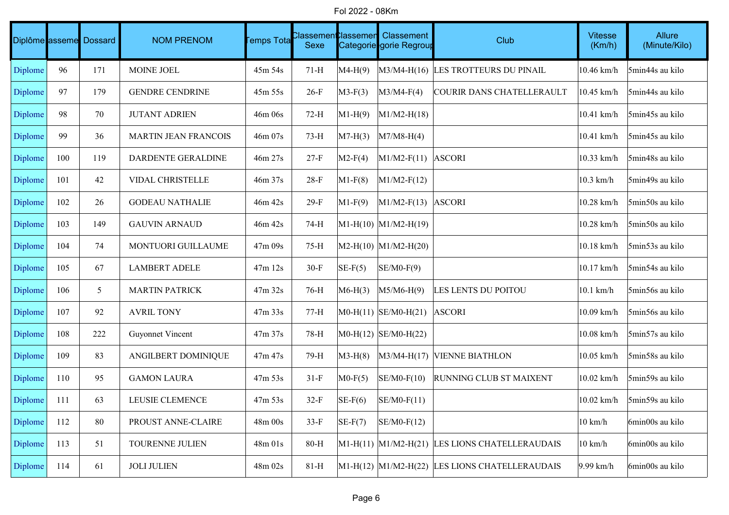Fol 2022 - 08Km

| Diplôme | Classement | Dossard | NOM PRENOM | Temps Total | Classement Sexe | Classement Categorie | Classement Categorie Regroupée | Club | Vitesse (Km/h) | Allure (Minute/Kilo) |
|---|---|---|---|---|---|---|---|---|---|---|
| Diplome | 96 | 171 | MOINE JOEL | 45m 54s | 71-H | M4-H(9) | M3/M4-H(16) | LES TROTTEURS DU PINAIL | 10.46 km/h | 5min44s au kilo |
| Diplome | 97 | 179 | GENDRE CENDRINE | 45m 55s | 26-F | M3-F(3) | M3/M4-F(4) | COURIR DANS CHATELLERAULT | 10.45 km/h | 5min44s au kilo |
| Diplome | 98 | 70 | JUTANT ADRIEN | 46m 06s | 72-H | M1-H(9) | M1/M2-H(18) | | 10.41 km/h | 5min45s au kilo |
| Diplome | 99 | 36 | MARTIN JEAN FRANCOIS | 46m 07s | 73-H | M7-H(3) | M7/M8-H(4) | | 10.41 km/h | 5min45s au kilo |
| Diplome | 100 | 119 | DARDENTE GERALDINE | 46m 27s | 27-F | M2-F(4) | M1/M2-F(11) | ASCORI | 10.33 km/h | 5min48s au kilo |
| Diplome | 101 | 42 | VIDAL CHRISTELLE | 46m 37s | 28-F | M1-F(8) | M1/M2-F(12) | | 10.3 km/h | 5min49s au kilo |
| Diplome | 102 | 26 | GODEAU NATHALIE | 46m 42s | 29-F | M1-F(9) | M1/M2-F(13) | ASCORI | 10.28 km/h | 5min50s au kilo |
| Diplome | 103 | 149 | GAUVIN ARNAUD | 46m 42s | 74-H | M1-H(10) | M1/M2-H(19) | | 10.28 km/h | 5min50s au kilo |
| Diplome | 104 | 74 | MONTUORI GUILLAUME | 47m 09s | 75-H | M2-H(10) | M1/M2-H(20) | | 10.18 km/h | 5min53s au kilo |
| Diplome | 105 | 67 | LAMBERT ADELE | 47m 12s | 30-F | SE-F(5) | SE/M0-F(9) | | 10.17 km/h | 5min54s au kilo |
| Diplome | 106 | 5 | MARTIN PATRICK | 47m 32s | 76-H | M6-H(3) | M5/M6-H(9) | LES LENTS DU POITOU | 10.1 km/h | 5min56s au kilo |
| Diplome | 107 | 92 | AVRIL TONY | 47m 33s | 77-H | M0-H(11) | SE/M0-H(21) | ASCORI | 10.09 km/h | 5min56s au kilo |
| Diplome | 108 | 222 | Guyonnet Vincent | 47m 37s | 78-H | M0-H(12) | SE/M0-H(22) | | 10.08 km/h | 5min57s au kilo |
| Diplome | 109 | 83 | ANGILBERT DOMINIQUE | 47m 47s | 79-H | M3-H(8) | M3/M4-H(17) | VIENNE BIATHLON | 10.05 km/h | 5min58s au kilo |
| Diplome | 110 | 95 | GAMON LAURA | 47m 53s | 31-F | M0-F(5) | SE/M0-F(10) | RUNNING CLUB ST MAIXENT | 10.02 km/h | 5min59s au kilo |
| Diplome | 111 | 63 | LEUSIE CLEMENCE | 47m 53s | 32-F | SE-F(6) | SE/M0-F(11) | | 10.02 km/h | 5min59s au kilo |
| Diplome | 112 | 80 | PROUST ANNE-CLAIRE | 48m 00s | 33-F | SE-F(7) | SE/M0-F(12) | | 10 km/h | 6min00s au kilo |
| Diplome | 113 | 51 | TOURENNE JULIEN | 48m 01s | 80-H | M1-H(11) | M1/M2-H(21) | LES LIONS CHATELLERAUDAIS | 10 km/h | 6min00s au kilo |
| Diplome | 114 | 61 | JOLI JULIEN | 48m 02s | 81-H | M1-H(12) | M1/M2-H(22) | LES LIONS CHATELLERAUDAIS | 9.99 km/h | 6min00s au kilo |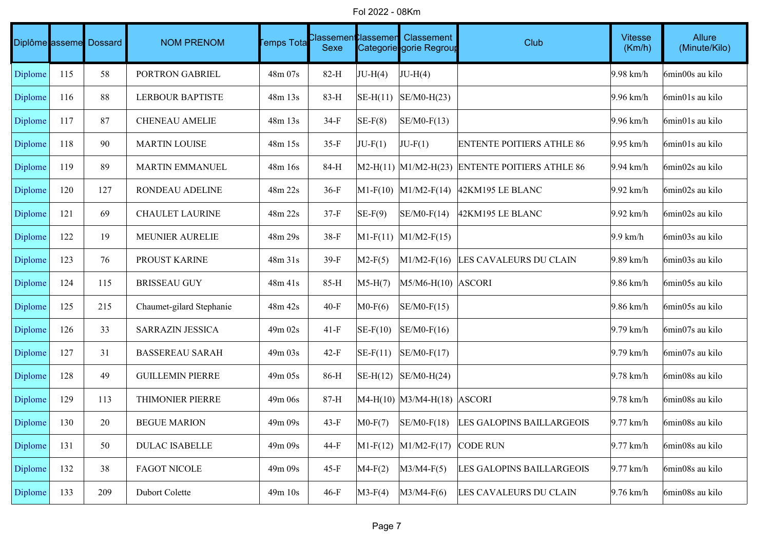Fol 2022 - 08Km

| Diplôme | Classement | Dossard | NOM PRENOM | Temps Total | Classement Sexe | Classement Categorie | Classement Categorie Regroup | Club | Vitesse (Km/h) | Allure (Minute/Kilo) |
|---|---|---|---|---|---|---|---|---|---|---|
| Diplome | 115 | 58 | PORTRON GABRIEL | 48m 07s | 82-H | JU-H(4) | JU-H(4) | | 9.98 km/h | 6min00s au kilo |
| Diplome | 116 | 88 | LERBOUR BAPTISTE | 48m 13s | 83-H | SE-H(11) | SE/M0-H(23) | | 9.96 km/h | 6min01s au kilo |
| Diplome | 117 | 87 | CHENEAU AMELIE | 48m 13s | 34-F | SE-F(8) | SE/M0-F(13) | | 9.96 km/h | 6min01s au kilo |
| Diplome | 118 | 90 | MARTIN LOUISE | 48m 15s | 35-F | JU-F(1) | JU-F(1) | ENTENTE POITIERS ATHLE 86 | 9.95 km/h | 6min01s au kilo |
| Diplome | 119 | 89 | MARTIN EMMANUEL | 48m 16s | 84-H | M2-H(11) | M1/M2-H(23) | ENTENTE POITIERS ATHLE 86 | 9.94 km/h | 6min02s au kilo |
| Diplome | 120 | 127 | RONDEAU ADELINE | 48m 22s | 36-F | M1-F(10) | M1/M2-F(14) | 42KM195 LE BLANC | 9.92 km/h | 6min02s au kilo |
| Diplome | 121 | 69 | CHAULET LAURINE | 48m 22s | 37-F | SE-F(9) | SE/M0-F(14) | 42KM195 LE BLANC | 9.92 km/h | 6min02s au kilo |
| Diplome | 122 | 19 | MEUNIER AURELIE | 48m 29s | 38-F | M1-F(11) | M1/M2-F(15) | | 9.9 km/h | 6min03s au kilo |
| Diplome | 123 | 76 | PROUST KARINE | 48m 31s | 39-F | M2-F(5) | M1/M2-F(16) | LES CAVALEURS DU CLAIN | 9.89 km/h | 6min03s au kilo |
| Diplome | 124 | 115 | BRISSEAU GUY | 48m 41s | 85-H | M5-H(7) | M5/M6-H(10) | ASCORI | 9.86 km/h | 6min05s au kilo |
| Diplome | 125 | 215 | Chaumet-gilard Stephanie | 48m 42s | 40-F | M0-F(6) | SE/M0-F(15) | | 9.86 km/h | 6min05s au kilo |
| Diplome | 126 | 33 | SARRAZIN JESSICA | 49m 02s | 41-F | SE-F(10) | SE/M0-F(16) | | 9.79 km/h | 6min07s au kilo |
| Diplome | 127 | 31 | BASSEREAU SARAH | 49m 03s | 42-F | SE-F(11) | SE/M0-F(17) | | 9.79 km/h | 6min07s au kilo |
| Diplome | 128 | 49 | GUILLEMIN PIERRE | 49m 05s | 86-H | SE-H(12) | SE/M0-H(24) | | 9.78 km/h | 6min08s au kilo |
| Diplome | 129 | 113 | THIMONIER PIERRE | 49m 06s | 87-H | M4-H(10) | M3/M4-H(18) | ASCORI | 9.78 km/h | 6min08s au kilo |
| Diplome | 130 | 20 | BEGUE MARION | 49m 09s | 43-F | M0-F(7) | SE/M0-F(18) | LES GALOPINS BAILLARGEOIS | 9.77 km/h | 6min08s au kilo |
| Diplome | 131 | 50 | DULAC ISABELLE | 49m 09s | 44-F | M1-F(12) | M1/M2-F(17) | CODE RUN | 9.77 km/h | 6min08s au kilo |
| Diplome | 132 | 38 | FAGOT NICOLE | 49m 09s | 45-F | M4-F(2) | M3/M4-F(5) | LES GALOPINS BAILLARGEOIS | 9.77 km/h | 6min08s au kilo |
| Diplome | 133 | 209 | Dubort Colette | 49m 10s | 46-F | M3-F(4) | M3/M4-F(6) | LES CAVALEURS DU CLAIN | 9.76 km/h | 6min08s au kilo |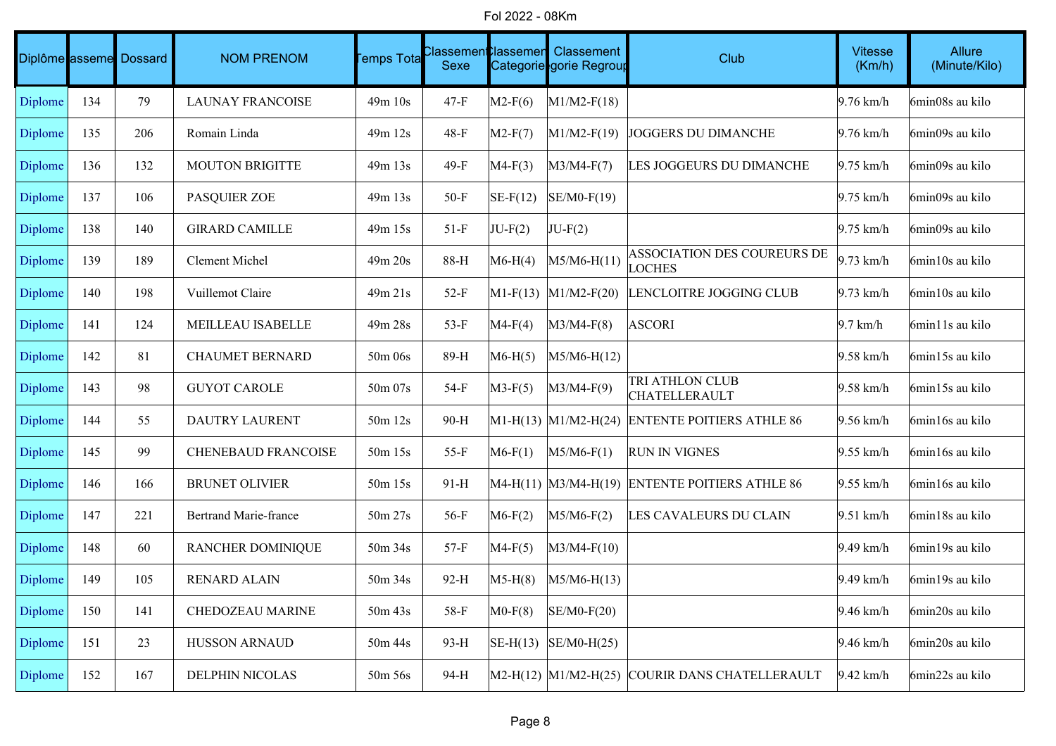Fol 2022 - 08Km

| Diplôme | asseme | Dossard | NOM PRENOM | Temps Tota | Classement Sexe | Classement Categorie | Classement Categorie Regroup | Club | Vitesse (Km/h) | Allure (Minute/Kilo) |
|---|---|---|---|---|---|---|---|---|---|---|
| Diplome | 134 | 79 | LAUNAY FRANCOISE | 49m 10s | 47-F | M2-F(6) | M1/M2-F(18) | | 9.76 km/h | 6min08s au kilo |
| Diplome | 135 | 206 | Romain Linda | 49m 12s | 48-F | M2-F(7) | M1/M2-F(19) | JOGGERS DU DIMANCHE | 9.76 km/h | 6min09s au kilo |
| Diplome | 136 | 132 | MOUTON BRIGITTE | 49m 13s | 49-F | M4-F(3) | M3/M4-F(7) | LES JOGGEURS DU DIMANCHE | 9.75 km/h | 6min09s au kilo |
| Diplome | 137 | 106 | PASQUIER ZOE | 49m 13s | 50-F | SE-F(12) | SE/M0-F(19) | | 9.75 km/h | 6min09s au kilo |
| Diplome | 138 | 140 | GIRARD CAMILLE | 49m 15s | 51-F | JU-F(2) | JU-F(2) | | 9.75 km/h | 6min09s au kilo |
| Diplome | 139 | 189 | Clement Michel | 49m 20s | 88-H | M6-H(4) | M5/M6-H(11) | ASSOCIATION DES COUREURS DE LOCHES | 9.73 km/h | 6min10s au kilo |
| Diplome | 140 | 198 | Vuillemot Claire | 49m 21s | 52-F | M1-F(13) | M1/M2-F(20) | LENCLOITRE JOGGING CLUB | 9.73 km/h | 6min10s au kilo |
| Diplome | 141 | 124 | MEILLEAU ISABELLE | 49m 28s | 53-F | M4-F(4) | M3/M4-F(8) | ASCORI | 9.7 km/h | 6min11s au kilo |
| Diplome | 142 | 81 | CHAUMET BERNARD | 50m 06s | 89-H | M6-H(5) | M5/M6-H(12) | | 9.58 km/h | 6min15s au kilo |
| Diplome | 143 | 98 | GUYOT CAROLE | 50m 07s | 54-F | M3-F(5) | M3/M4-F(9) | TRI ATHLON CLUB CHATELLERAULT | 9.58 km/h | 6min15s au kilo |
| Diplome | 144 | 55 | DAUTRY LAURENT | 50m 12s | 90-H | M1-H(13) | M1/M2-H(24) | ENTENTE POITIERS ATHLE 86 | 9.56 km/h | 6min16s au kilo |
| Diplome | 145 | 99 | CHENEBAUD FRANCOISE | 50m 15s | 55-F | M6-F(1) | M5/M6-F(1) | RUN IN VIGNES | 9.55 km/h | 6min16s au kilo |
| Diplome | 146 | 166 | BRUNET OLIVIER | 50m 15s | 91-H | M4-H(11) | M3/M4-H(19) | ENTENTE POITIERS ATHLE 86 | 9.55 km/h | 6min16s au kilo |
| Diplome | 147 | 221 | Bertrand Marie-france | 50m 27s | 56-F | M6-F(2) | M5/M6-F(2) | LES CAVALEURS DU CLAIN | 9.51 km/h | 6min18s au kilo |
| Diplome | 148 | 60 | RANCHER DOMINIQUE | 50m 34s | 57-F | M4-F(5) | M3/M4-F(10) | | 9.49 km/h | 6min19s au kilo |
| Diplome | 149 | 105 | RENARD ALAIN | 50m 34s | 92-H | M5-H(8) | M5/M6-H(13) | | 9.49 km/h | 6min19s au kilo |
| Diplome | 150 | 141 | CHEDOZEAU MARINE | 50m 43s | 58-F | M0-F(8) | SE/M0-F(20) | | 9.46 km/h | 6min20s au kilo |
| Diplome | 151 | 23 | HUSSON ARNAUD | 50m 44s | 93-H | SE-H(13) | SE/M0-H(25) | | 9.46 km/h | 6min20s au kilo |
| Diplome | 152 | 167 | DELPHIN NICOLAS | 50m 56s | 94-H | M2-H(12) | M1/M2-H(25) | COURIR DANS CHATELLERAULT | 9.42 km/h | 6min22s au kilo |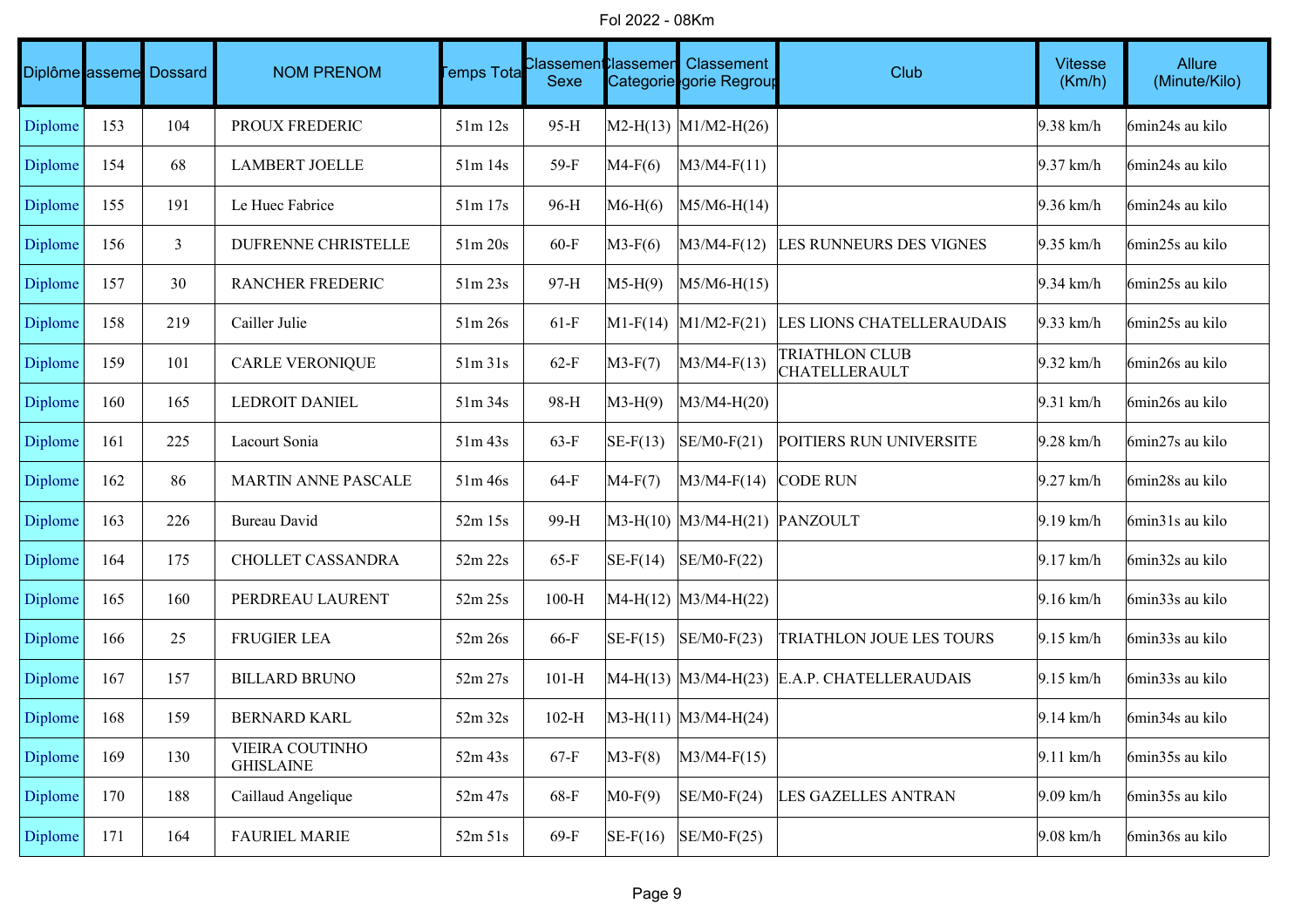Fol 2022 - 08Km

| Diplôme | Classement | Dossard | NOM PRENOM | Temps Total | Classement Sexe | Classement Categorie | Classement Categorie Regroupée | Club | Vitesse (Km/h) | Allure (Minute/Kilo) |
|---|---|---|---|---|---|---|---|---|---|---|
| Diplome | 153 | 104 | PROUX FREDERIC | 51m 12s | 95-H | M2-H(13) | M1/M2-H(26) | | 9.38 km/h | 6min24s au kilo |
| Diplome | 154 | 68 | LAMBERT JOELLE | 51m 14s | 59-F | M4-F(6) | M3/M4-F(11) | | 9.37 km/h | 6min24s au kilo |
| Diplome | 155 | 191 | Le Huec Fabrice | 51m 17s | 96-H | M6-H(6) | M5/M6-H(14) | | 9.36 km/h | 6min24s au kilo |
| Diplome | 156 | 3 | DUFRENNE CHRISTELLE | 51m 20s | 60-F | M3-F(6) | M3/M4-F(12) | LES RUNNEURS DES VIGNES | 9.35 km/h | 6min25s au kilo |
| Diplome | 157 | 30 | RANCHER FREDERIC | 51m 23s | 97-H | M5-H(9) | M5/M6-H(15) | | 9.34 km/h | 6min25s au kilo |
| Diplome | 158 | 219 | Cailler Julie | 51m 26s | 61-F | M1-F(14) | M1/M2-F(21) | LES LIONS CHATELLERAUDAIS | 9.33 km/h | 6min25s au kilo |
| Diplome | 159 | 101 | CARLE VERONIQUE | 51m 31s | 62-F | M3-F(7) | M3/M4-F(13) | TRIATHLON CLUB CHATELLERAULT | 9.32 km/h | 6min26s au kilo |
| Diplome | 160 | 165 | LEDROIT DANIEL | 51m 34s | 98-H | M3-H(9) | M3/M4-H(20) | | 9.31 km/h | 6min26s au kilo |
| Diplome | 161 | 225 | Lacourt Sonia | 51m 43s | 63-F | SE-F(13) | SE/M0-F(21) | POITIERS RUN UNIVERSITE | 9.28 km/h | 6min27s au kilo |
| Diplome | 162 | 86 | MARTIN ANNE PASCALE | 51m 46s | 64-F | M4-F(7) | M3/M4-F(14) | CODE RUN | 9.27 km/h | 6min28s au kilo |
| Diplome | 163 | 226 | Bureau David | 52m 15s | 99-H | M3-H(10) | M3/M4-H(21) | PANZOULT | 9.19 km/h | 6min31s au kilo |
| Diplome | 164 | 175 | CHOLLET CASSANDRA | 52m 22s | 65-F | SE-F(14) | SE/M0-F(22) | | 9.17 km/h | 6min32s au kilo |
| Diplome | 165 | 160 | PERDREAU LAURENT | 52m 25s | 100-H | M4-H(12) | M3/M4-H(22) | | 9.16 km/h | 6min33s au kilo |
| Diplome | 166 | 25 | FRUGIER LEA | 52m 26s | 66-F | SE-F(15) | SE/M0-F(23) | TRIATHLON JOUE LES TOURS | 9.15 km/h | 6min33s au kilo |
| Diplome | 167 | 157 | BILLARD BRUNO | 52m 27s | 101-H | M4-H(13) | M3/M4-H(23) | E.A.P. CHATELLERAUDAIS | 9.15 km/h | 6min33s au kilo |
| Diplome | 168 | 159 | BERNARD KARL | 52m 32s | 102-H | M3-H(11) | M3/M4-H(24) | | 9.14 km/h | 6min34s au kilo |
| Diplome | 169 | 130 | VIEIRA COUTINHO GHISLAINE | 52m 43s | 67-F | M3-F(8) | M3/M4-F(15) | | 9.11 km/h | 6min35s au kilo |
| Diplome | 170 | 188 | Caillaud Angelique | 52m 47s | 68-F | M0-F(9) | SE/M0-F(24) | LES GAZELLES ANTRAN | 9.09 km/h | 6min35s au kilo |
| Diplome | 171 | 164 | FAURIEL MARIE | 52m 51s | 69-F | SE-F(16) | SE/M0-F(25) | | 9.08 km/h | 6min36s au kilo |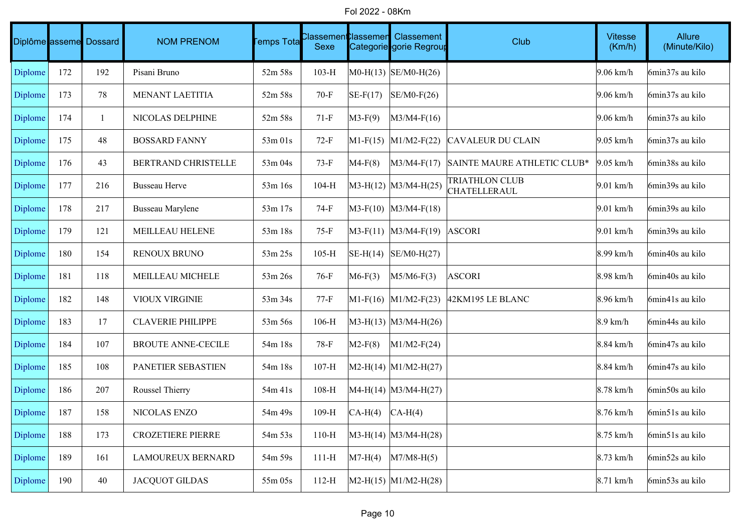Fol 2022 - 08Km

| Diplôme | Classement | Dossard | NOM PRENOM | Temps Total | Classement Sexe | Classement Categorie | Classement Categorie Regroupée | Club | Vitesse (Km/h) | Allure (Minute/Kilo) |
|---|---|---|---|---|---|---|---|---|---|---|
| Diplome | 172 | 192 | Pisani Bruno | 52m 58s | 103-H | M0-H(13) | SE/M0-H(26) | | 9.06 km/h | 6min37s au kilo |
| Diplome | 173 | 78 | MENANT LAETITIA | 52m 58s | 70-F | SE-F(17) | SE/M0-F(26) | | 9.06 km/h | 6min37s au kilo |
| Diplome | 174 | 1 | NICOLAS DELPHINE | 52m 58s | 71-F | M3-F(9) | M3/M4-F(16) | | 9.06 km/h | 6min37s au kilo |
| Diplome | 175 | 48 | BOSSARD FANNY | 53m 01s | 72-F | M1-F(15) | M1/M2-F(22) | CAVALEUR DU CLAIN | 9.05 km/h | 6min37s au kilo |
| Diplome | 176 | 43 | BERTRAND CHRISTELLE | 53m 04s | 73-F | M4-F(8) | M3/M4-F(17) | SAINTE MAURE ATHLETIC CLUB* | 9.05 km/h | 6min38s au kilo |
| Diplome | 177 | 216 | Busseau Herve | 53m 16s | 104-H | M3-H(12) | M3/M4-H(25) | TRIATHLON CLUB CHATELLERAUL | 9.01 km/h | 6min39s au kilo |
| Diplome | 178 | 217 | Busseau Marylene | 53m 17s | 74-F | M3-F(10) | M3/M4-F(18) | | 9.01 km/h | 6min39s au kilo |
| Diplome | 179 | 121 | MEILLEAU HELENE | 53m 18s | 75-F | M3-F(11) | M3/M4-F(19) | ASCORI | 9.01 km/h | 6min39s au kilo |
| Diplome | 180 | 154 | RENOUX BRUNO | 53m 25s | 105-H | SE-H(14) | SE/M0-H(27) | | 8.99 km/h | 6min40s au kilo |
| Diplome | 181 | 118 | MEILLEAU MICHELE | 53m 26s | 76-F | M6-F(3) | M5/M6-F(3) | ASCORI | 8.98 km/h | 6min40s au kilo |
| Diplome | 182 | 148 | VIOUX VIRGINIE | 53m 34s | 77-F | M1-F(16) | M1/M2-F(23) | 42KM195 LE BLANC | 8.96 km/h | 6min41s au kilo |
| Diplome | 183 | 17 | CLAVERIE PHILIPPE | 53m 56s | 106-H | M3-H(13) | M3/M4-H(26) | | 8.9 km/h | 6min44s au kilo |
| Diplome | 184 | 107 | BROUTE ANNE-CECILE | 54m 18s | 78-F | M2-F(8) | M1/M2-F(24) | | 8.84 km/h | 6min47s au kilo |
| Diplome | 185 | 108 | PANETIER SEBASTIEN | 54m 18s | 107-H | M2-H(14) | M1/M2-H(27) | | 8.84 km/h | 6min47s au kilo |
| Diplome | 186 | 207 | Roussel Thierry | 54m 41s | 108-H | M4-H(14) | M3/M4-H(27) | | 8.78 km/h | 6min50s au kilo |
| Diplome | 187 | 158 | NICOLAS ENZO | 54m 49s | 109-H | CA-H(4) | CA-H(4) | | 8.76 km/h | 6min51s au kilo |
| Diplome | 188 | 173 | CROZETIERE PIERRE | 54m 53s | 110-H | M3-H(14) | M3/M4-H(28) | | 8.75 km/h | 6min51s au kilo |
| Diplome | 189 | 161 | LAMOUREUX BERNARD | 54m 59s | 111-H | M7-H(4) | M7/M8-H(5) | | 8.73 km/h | 6min52s au kilo |
| Diplome | 190 | 40 | JACQUOT GILDAS | 55m 05s | 112-H | M2-H(15) | M1/M2-H(28) | | 8.71 km/h | 6min53s au kilo |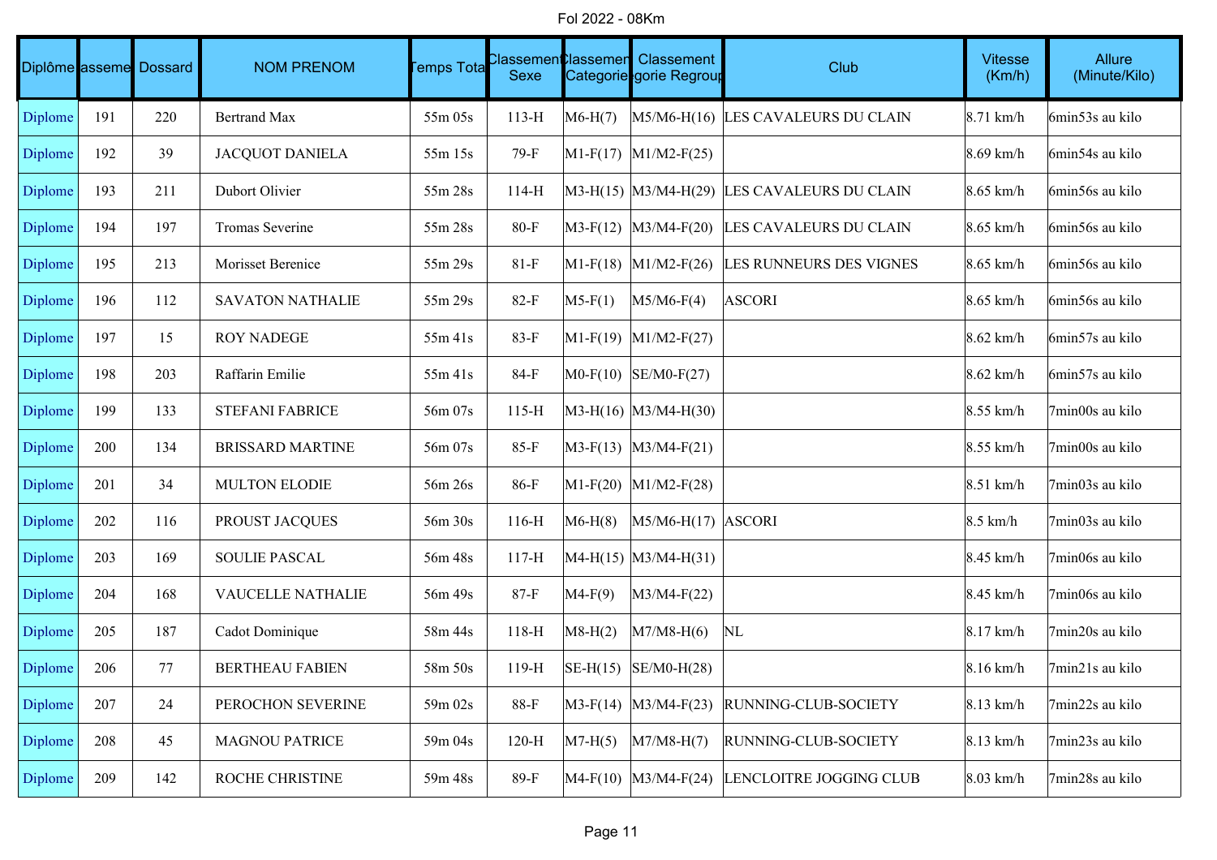# Fol 2022 - 08Km

| Diplôme | Classement | Dossard | NOM PRENOM | Temps Total | Classement Sexe | Classement Categorie | Classement Categorie Regroupée | Club | Vitesse (Km/h) | Allure (Minute/Kilo) |
|---|---|---|---|---|---|---|---|---|---|---|
| Diplome | 191 | 220 | Bertrand Max | 55m 05s | 113-H | M6-H(7) | M5/M6-H(16) | LES CAVALEURS DU CLAIN | 8.71 km/h | 6min53s au kilo |
| Diplome | 192 | 39 | JACQUOT DANIELA | 55m 15s | 79-F | M1-F(17) | M1/M2-F(25) | | 8.69 km/h | 6min54s au kilo |
| Diplome | 193 | 211 | Dubort Olivier | 55m 28s | 114-H | M3-H(15) | M3/M4-H(29) | LES CAVALEURS DU CLAIN | 8.65 km/h | 6min56s au kilo |
| Diplome | 194 | 197 | Tromas Severine | 55m 28s | 80-F | M3-F(12) | M3/M4-F(20) | LES CAVALEURS DU CLAIN | 8.65 km/h | 6min56s au kilo |
| Diplome | 195 | 213 | Morisset Berenice | 55m 29s | 81-F | M1-F(18) | M1/M2-F(26) | LES RUNNEURS DES VIGNES | 8.65 km/h | 6min56s au kilo |
| Diplome | 196 | 112 | SAVATON NATHALIE | 55m 29s | 82-F | M5-F(1) | M5/M6-F(4) | ASCORI | 8.65 km/h | 6min56s au kilo |
| Diplome | 197 | 15 | ROY NADEGE | 55m 41s | 83-F | M1-F(19) | M1/M2-F(27) | | 8.62 km/h | 6min57s au kilo |
| Diplome | 198 | 203 | Raffarin Emilie | 55m 41s | 84-F | M0-F(10) | SE/M0-F(27) | | 8.62 km/h | 6min57s au kilo |
| Diplome | 199 | 133 | STEFANI FABRICE | 56m 07s | 115-H | M3-H(16) | M3/M4-H(30) | | 8.55 km/h | 7min00s au kilo |
| Diplome | 200 | 134 | BRISSARD MARTINE | 56m 07s | 85-F | M3-F(13) | M3/M4-F(21) | | 8.55 km/h | 7min00s au kilo |
| Diplome | 201 | 34 | MULTON ELODIE | 56m 26s | 86-F | M1-F(20) | M1/M2-F(28) | | 8.51 km/h | 7min03s au kilo |
| Diplome | 202 | 116 | PROUST JACQUES | 56m 30s | 116-H | M6-H(8) | M5/M6-H(17) | ASCORI | 8.5 km/h | 7min03s au kilo |
| Diplome | 203 | 169 | SOULIE PASCAL | 56m 48s | 117-H | M4-H(15) | M3/M4-H(31) | | 8.45 km/h | 7min06s au kilo |
| Diplome | 204 | 168 | VAUCELLE NATHALIE | 56m 49s | 87-F | M4-F(9) | M3/M4-F(22) | | 8.45 km/h | 7min06s au kilo |
| Diplome | 205 | 187 | Cadot Dominique | 58m 44s | 118-H | M8-H(2) | M7/M8-H(6) | NL | 8.17 km/h | 7min20s au kilo |
| Diplome | 206 | 77 | BERTHEAU FABIEN | 58m 50s | 119-H | SE-H(15) | SE/M0-H(28) | | 8.16 km/h | 7min21s au kilo |
| Diplome | 207 | 24 | PEROCHON SEVERINE | 59m 02s | 88-F | M3-F(14) | M3/M4-F(23) | RUNNING-CLUB-SOCIETY | 8.13 km/h | 7min22s au kilo |
| Diplome | 208 | 45 | MAGNOU PATRICE | 59m 04s | 120-H | M7-H(5) | M7/M8-H(7) | RUNNING-CLUB-SOCIETY | 8.13 km/h | 7min23s au kilo |
| Diplome | 209 | 142 | ROCHE CHRISTINE | 59m 48s | 89-F | M4-F(10) | M3/M4-F(24) | LENCLOITRE JOGGING CLUB | 8.03 km/h | 7min28s au kilo |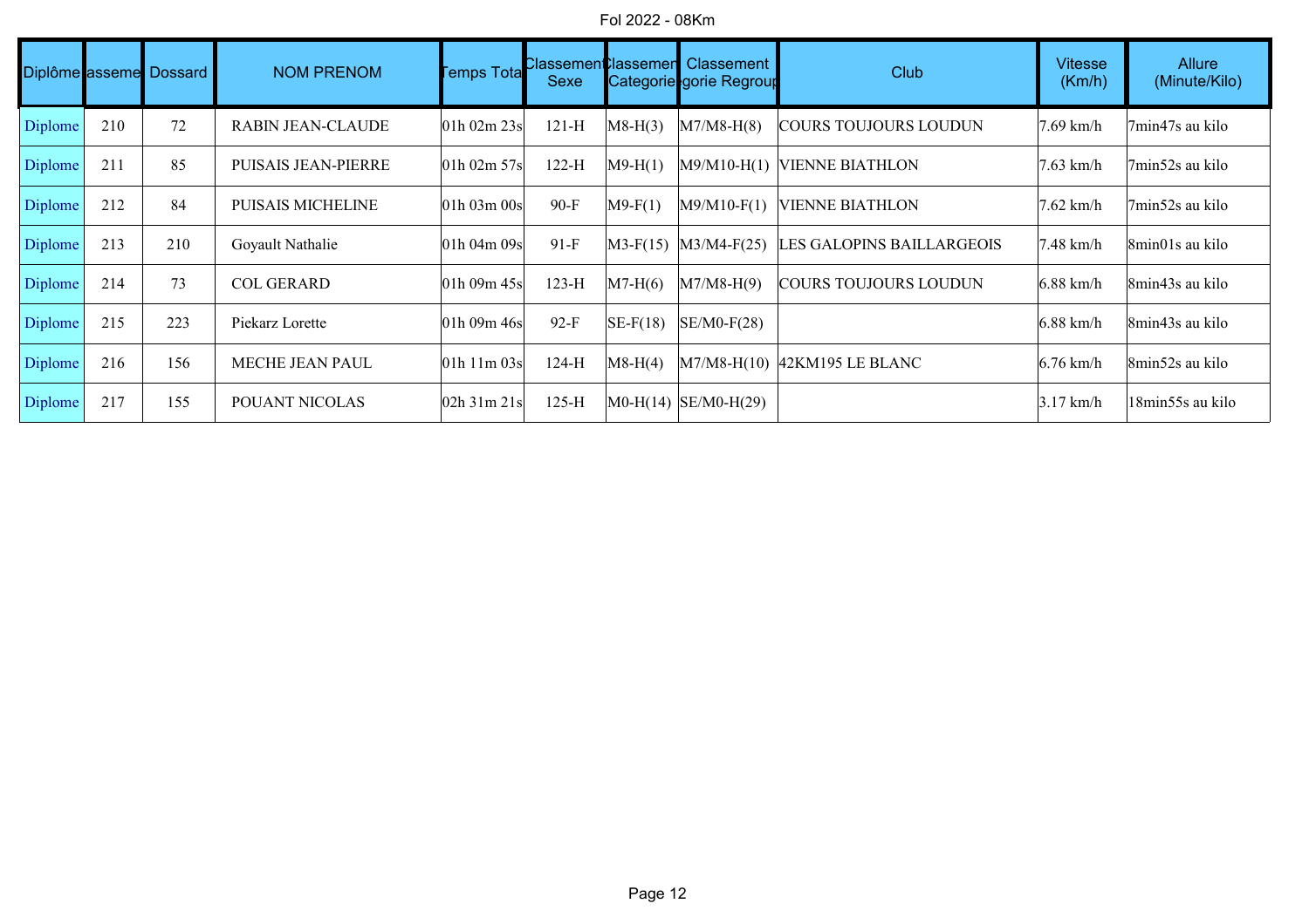Fol 2022 - 08Km

| Diplôme | Classement | Dossard | NOM PRENOM | Temps Total | Classement Sexe | Classement Categorie | Classement Categorie Regroupée | Club | Vitesse (Km/h) | Allure (Minute/Kilo) |
|---|---|---|---|---|---|---|---|---|---|---|
| Diplome | 210 | 72 | RABIN JEAN-CLAUDE | 01h 02m 23s | 121-H | M8-H(3) | M7/M8-H(8) | COURS TOUJOURS LOUDUN | 7.69 km/h | 7min47s au kilo |
| Diplome | 211 | 85 | PUISAIS JEAN-PIERRE | 01h 02m 57s | 122-H | M9-H(1) | M9/M10-H(1) | VIENNE BIATHLON | 7.63 km/h | 7min52s au kilo |
| Diplome | 212 | 84 | PUISAIS MICHELINE | 01h 03m 00s | 90-F | M9-F(1) | M9/M10-F(1) | VIENNE BIATHLON | 7.62 km/h | 7min52s au kilo |
| Diplome | 213 | 210 | Goyault Nathalie | 01h 04m 09s | 91-F | M3-F(15) | M3/M4-F(25) | LES GALOPINS BAILLARGEOIS | 7.48 km/h | 8min01s au kilo |
| Diplome | 214 | 73 | COL GERARD | 01h 09m 45s | 123-H | M7-H(6) | M7/M8-H(9) | COURS TOUJOURS LOUDUN | 6.88 km/h | 8min43s au kilo |
| Diplome | 215 | 223 | Piekarz Lorette | 01h 09m 46s | 92-F | SE-F(18) | SE/M0-F(28) | | 6.88 km/h | 8min43s au kilo |
| Diplome | 216 | 156 | MECHE JEAN PAUL | 01h 11m 03s | 124-H | M8-H(4) | M7/M8-H(10) | 42KM195 LE BLANC | 6.76 km/h | 8min52s au kilo |
| Diplome | 217 | 155 | POUANT NICOLAS | 02h 31m 21s | 125-H | M0-H(14) | SE/M0-H(29) | | 3.17 km/h | 18min55s au kilo |